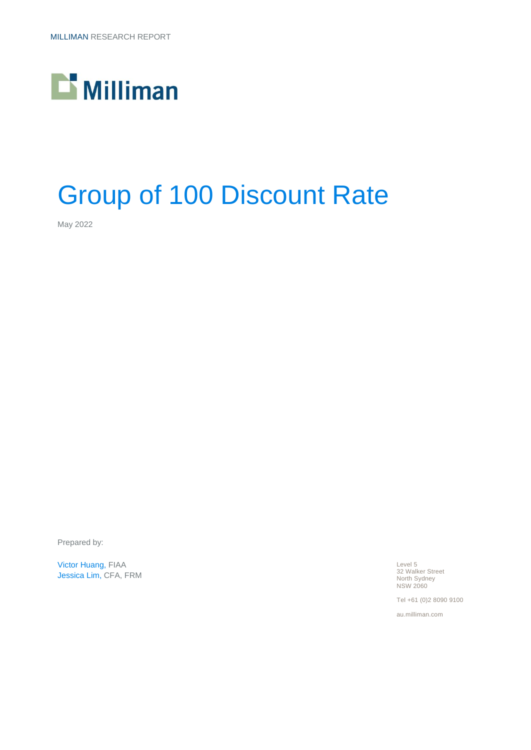MILLIMAN RESEARCH REPORT

Milliman

# Group of 100 Discount Rate

May 2022

Prepared by:

Victor Huang, FIAA
Jessica Lim, CFA, FRM

Level 5
32 Walker Street
North Sydney
NSW 2060

Tel +61 (0)2 8090 9100

au.milliman.com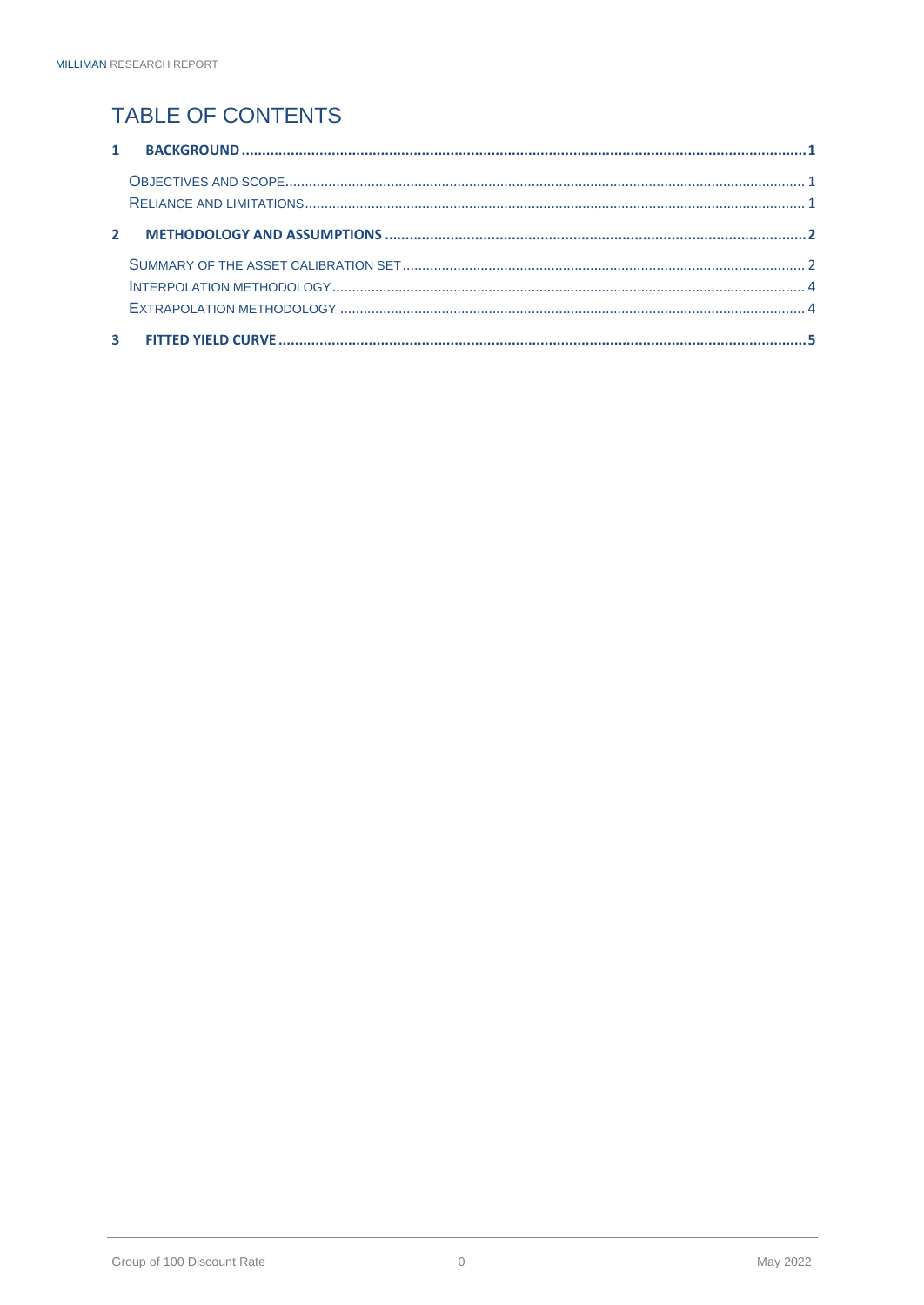# TABLE OF CONTENTS

**1 BACKGROUND .......... 1**

- OBJECTIVES AND SCOPE .......... 1
- RELIANCE AND LIMITATIONS .......... 1

**2 METHODOLOGY AND ASSUMPTIONS .......... 2**

- SUMMARY OF THE ASSET CALIBRATION SET .......... 2
- INTERPOLATION METHODOLOGY .......... 4
- EXTRAPOLATION METHODOLOGY .......... 4

**3 FITTED YIELD CURVE .......... 5**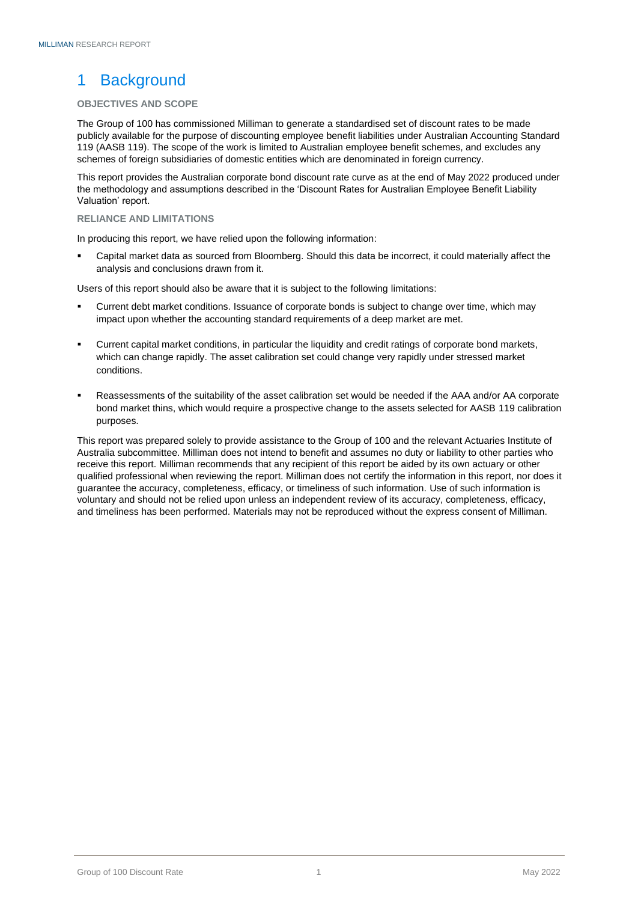# 1 Background

### OBJECTIVES AND SCOPE

The Group of 100 has commissioned Milliman to generate a standardised set of discount rates to be made publicly available for the purpose of discounting employee benefit liabilities under Australian Accounting Standard 119 (AASB 119). The scope of the work is limited to Australian employee benefit schemes, and excludes any schemes of foreign subsidiaries of domestic entities which are denominated in foreign currency.

This report provides the Australian corporate bond discount rate curve as at the end of May 2022 produced under the methodology and assumptions described in the 'Discount Rates for Australian Employee Benefit Liability Valuation' report.

### RELIANCE AND LIMITATIONS

In producing this report, we have relied upon the following information:

- Capital market data as sourced from Bloomberg. Should this data be incorrect, it could materially affect the analysis and conclusions drawn from it.

Users of this report should also be aware that it is subject to the following limitations:

- Current debt market conditions. Issuance of corporate bonds is subject to change over time, which may impact upon whether the accounting standard requirements of a deep market are met.
- Current capital market conditions, in particular the liquidity and credit ratings of corporate bond markets, which can change rapidly. The asset calibration set could change very rapidly under stressed market conditions.
- Reassessments of the suitability of the asset calibration set would be needed if the AAA and/or AA corporate bond market thins, which would require a prospective change to the assets selected for AASB 119 calibration purposes.

This report was prepared solely to provide assistance to the Group of 100 and the relevant Actuaries Institute of Australia subcommittee. Milliman does not intend to benefit and assumes no duty or liability to other parties who receive this report. Milliman recommends that any recipient of this report be aided by its own actuary or other qualified professional when reviewing the report. Milliman does not certify the information in this report, nor does it guarantee the accuracy, completeness, efficacy, or timeliness of such information. Use of such information is voluntary and should not be relied upon unless an independent review of its accuracy, completeness, efficacy, and timeliness has been performed. Materials may not be reproduced without the express consent of Milliman.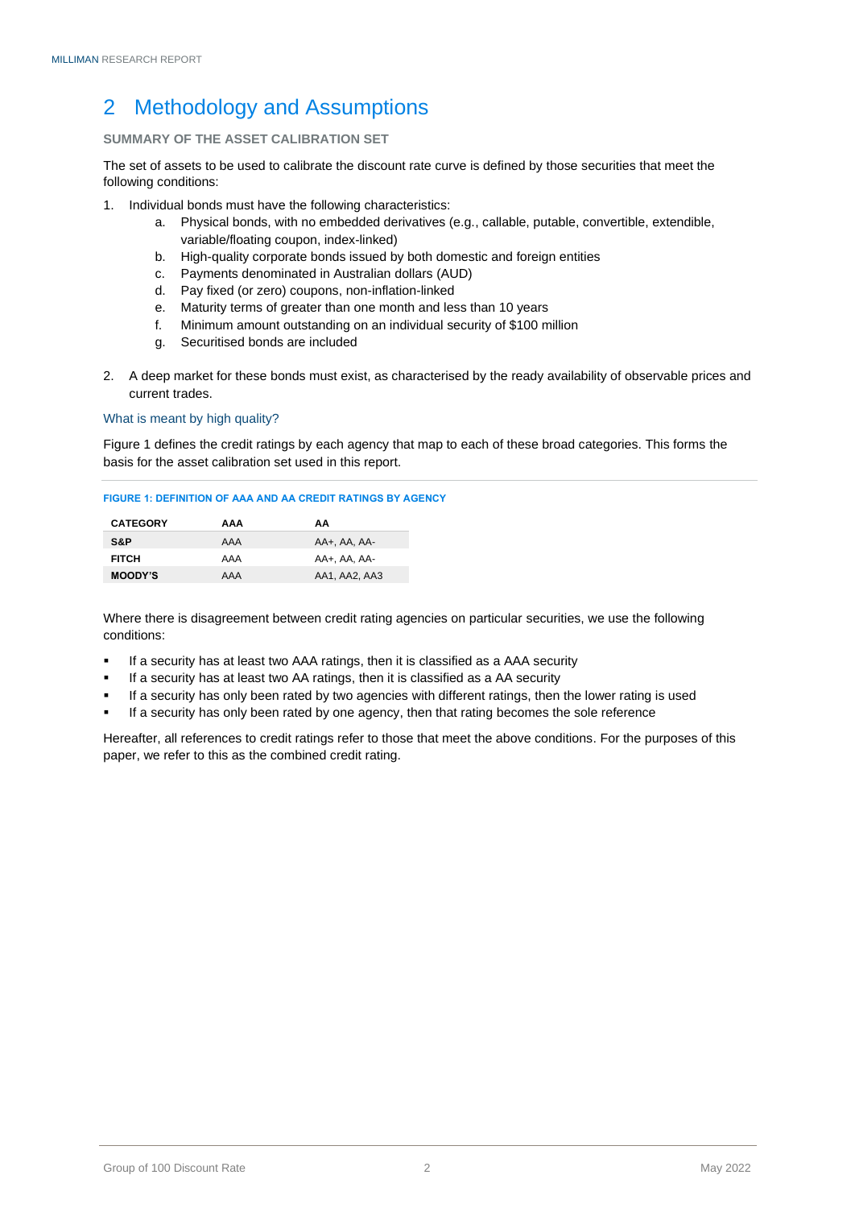# 2 Methodology and Assumptions

### SUMMARY OF THE ASSET CALIBRATION SET

The set of assets to be used to calibrate the discount rate curve is defined by those securities that meet the following conditions:

1. Individual bonds must have the following characteristics:
   a. Physical bonds, with no embedded derivatives (e.g., callable, putable, convertible, extendible, variable/floating coupon, index-linked)
   b. High-quality corporate bonds issued by both domestic and foreign entities
   c. Payments denominated in Australian dollars (AUD)
   d. Pay fixed (or zero) coupons, non-inflation-linked
   e. Maturity terms of greater than one month and less than 10 years
   f. Minimum amount outstanding on an individual security of $100 million
   g. Securitised bonds are included

2. A deep market for these bonds must exist, as characterised by the ready availability of observable prices and current trades.

#### What is meant by high quality?

Figure 1 defines the credit ratings by each agency that map to each of these broad categories. This forms the basis for the asset calibration set used in this report.

**FIGURE 1: DEFINITION OF AAA AND AA CREDIT RATINGS BY AGENCY**

| CATEGORY | AAA | AA |
|---|---|---|
| **S&P** | AAA | AA+, AA, AA- |
| **FITCH** | AAA | AA+, AA, AA- |
| **MOODY'S** | AAA | AA1, AA2, AA3 |

Where there is disagreement between credit rating agencies on particular securities, we use the following conditions:

- If a security has at least two AAA ratings, then it is classified as a AAA security
- If a security has at least two AA ratings, then it is classified as a AA security
- If a security has only been rated by two agencies with different ratings, then the lower rating is used
- If a security has only been rated by one agency, then that rating becomes the sole reference

Hereafter, all references to credit ratings refer to those that meet the above conditions. For the purposes of this paper, we refer to this as the combined credit rating.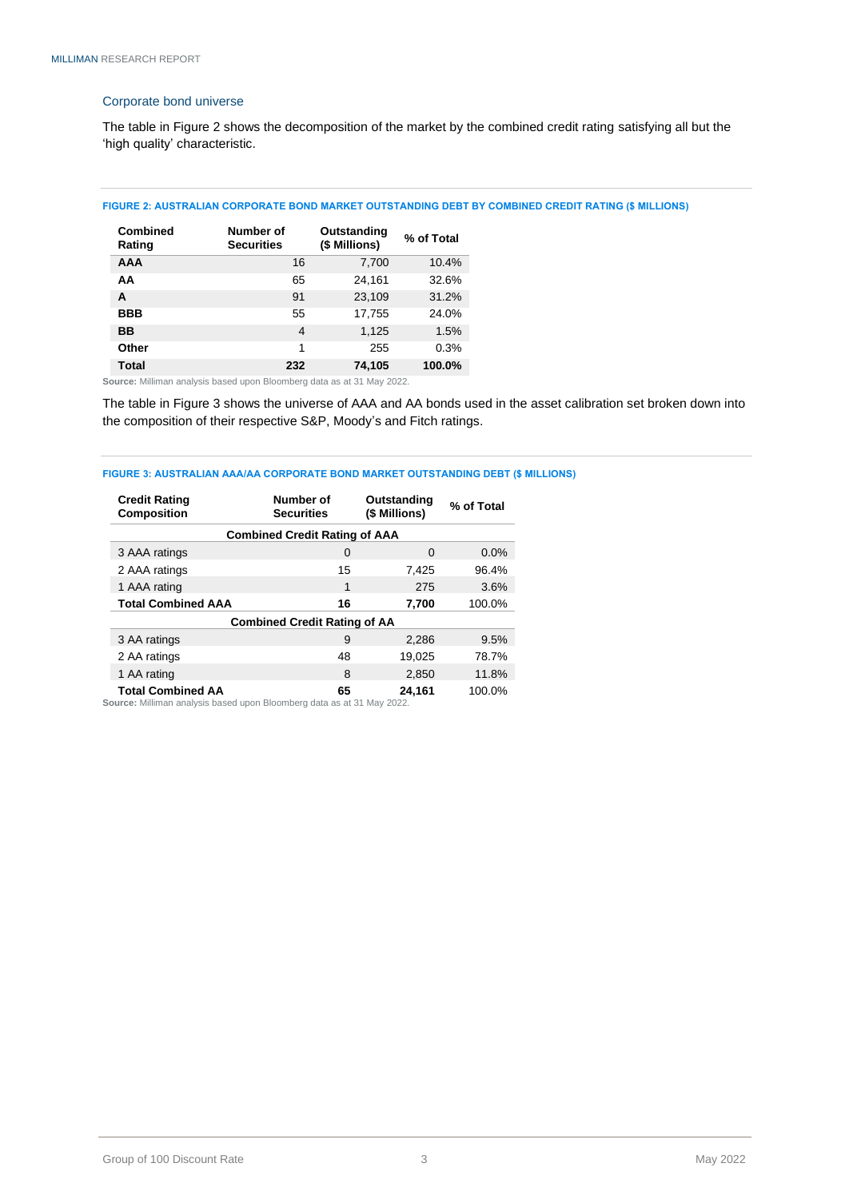### Corporate bond universe

The table in Figure 2 shows the decomposition of the market by the combined credit rating satisfying all but the 'high quality' characteristic.

**FIGURE 2: AUSTRALIAN CORPORATE BOND MARKET OUTSTANDING DEBT BY COMBINED CREDIT RATING ($ MILLIONS)**

| Combined Rating | Number of Securities | Outstanding ($ Millions) | % of Total |
|---|---|---|---|
| **AAA** | 16 | 7,700 | 10.4% |
| **AA** | 65 | 24,161 | 32.6% |
| **A** | 91 | 23,109 | 31.2% |
| **BBB** | 55 | 17,755 | 24.0% |
| **BB** | 4 | 1,125 | 1.5% |
| **Other** | 1 | 255 | 0.3% |
| **Total** | **232** | **74,105** | **100.0%** |

**Source:** Milliman analysis based upon Bloomberg data as at 31 May 2022.

The table in Figure 3 shows the universe of AAA and AA bonds used in the asset calibration set broken down into the composition of their respective S&P, Moody's and Fitch ratings.

**FIGURE 3: AUSTRALIAN AAA/AA CORPORATE BOND MARKET OUTSTANDING DEBT ($ MILLIONS)**

| Credit Rating Composition | Number of Securities | Outstanding ($ Millions) | % of Total |
|---|---|---|---|
| **Combined Credit Rating of AAA** | | | |
| 3 AAA ratings | 0 | 0 | 0.0% |
| 2 AAA ratings | 15 | 7,425 | 96.4% |
| 1 AAA rating | 1 | 275 | 3.6% |
| **Total Combined AAA** | **16** | **7,700** | 100.0% |
| **Combined Credit Rating of AA** | | | |
| 3 AA ratings | 9 | 2,286 | 9.5% |
| 2 AA ratings | 48 | 19,025 | 78.7% |
| 1 AA rating | 8 | 2,850 | 11.8% |
| **Total Combined AA** | **65** | **24,161** | 100.0% |

**Source:** Milliman analysis based upon Bloomberg data as at 31 May 2022.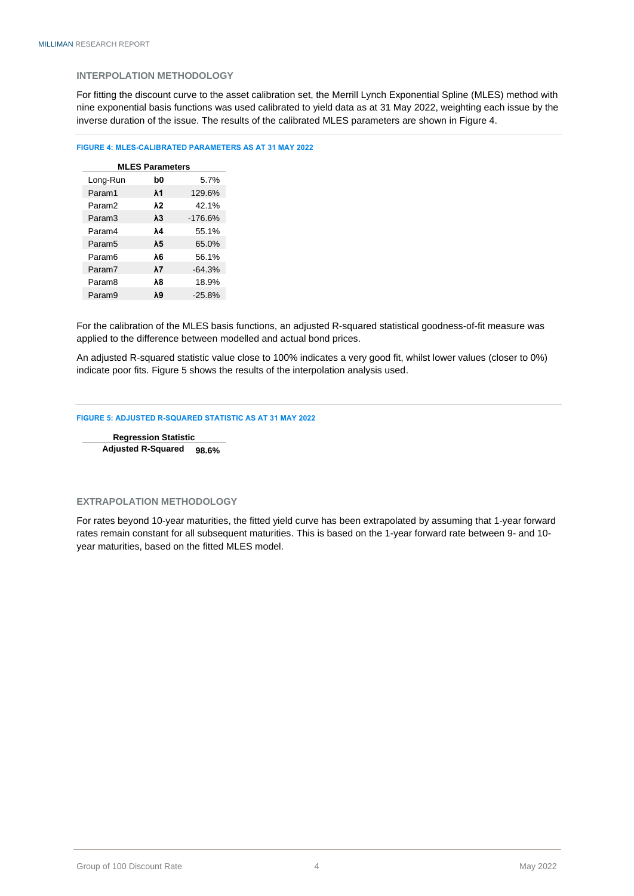## INTERPOLATION METHODOLOGY

For fitting the discount curve to the asset calibration set, the Merrill Lynch Exponential Spline (MLES) method with nine exponential basis functions was used calibrated to yield data as at 31 May 2022, weighting each issue by the inverse duration of the issue. The results of the calibrated MLES parameters are shown in Figure 4.

**FIGURE 4: MLES-CALIBRATED PARAMETERS AS AT 31 MAY 2022**

| MLES Parameters | | |
|---|---|---|
| Long-Run | **b0** | 5.7% |
| Param1 | **λ1** | 129.6% |
| Param2 | **λ2** | 42.1% |
| Param3 | **λ3** | -176.6% |
| Param4 | **λ4** | 55.1% |
| Param5 | **λ5** | 65.0% |
| Param6 | **λ6** | 56.1% |
| Param7 | **λ7** | -64.3% |
| Param8 | **λ8** | 18.9% |
| Param9 | **λ9** | -25.8% |

For the calibration of the MLES basis functions, an adjusted R-squared statistical goodness-of-fit measure was applied to the difference between modelled and actual bond prices.

An adjusted R-squared statistic value close to 100% indicates a very good fit, whilst lower values (closer to 0%) indicate poor fits. Figure 5 shows the results of the interpolation analysis used.

**FIGURE 5: ADJUSTED R-SQUARED STATISTIC AS AT 31 MAY 2022**

| Regression Statistic | |
|---|---|
| **Adjusted R-Squared** | **98.6%** |

## EXTRAPOLATION METHODOLOGY

For rates beyond 10-year maturities, the fitted yield curve has been extrapolated by assuming that 1-year forward rates remain constant for all subsequent maturities. This is based on the 1-year forward rate between 9- and 10-year maturities, based on the fitted MLES model.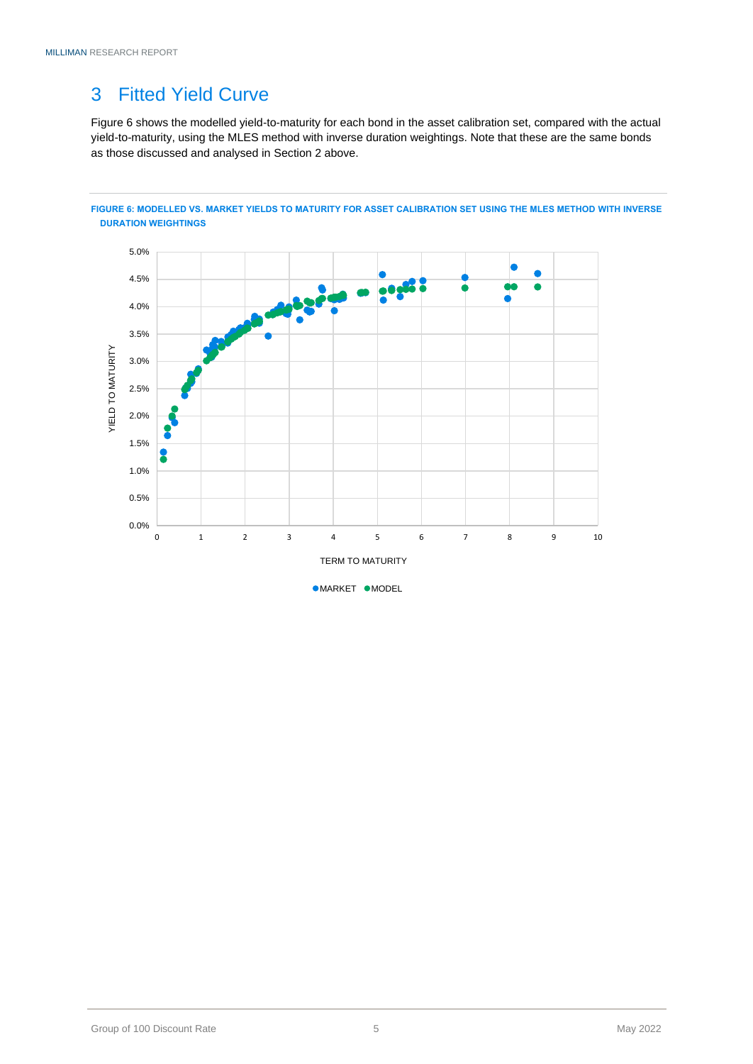## 3 Fitted Yield Curve

Figure 6 shows the modelled yield-to-maturity for each bond in the asset calibration set, compared with the actual yield-to-maturity, using the MLES method with inverse duration weightings. Note that these are the same bonds as those discussed and analysed in Section 2 above.

**FIGURE 6: MODELLED VS. MARKET YIELDS TO MATURITY FOR ASSET CALIBRATION SET USING THE MLES METHOD WITH INVERSE DURATION WEIGHTINGS**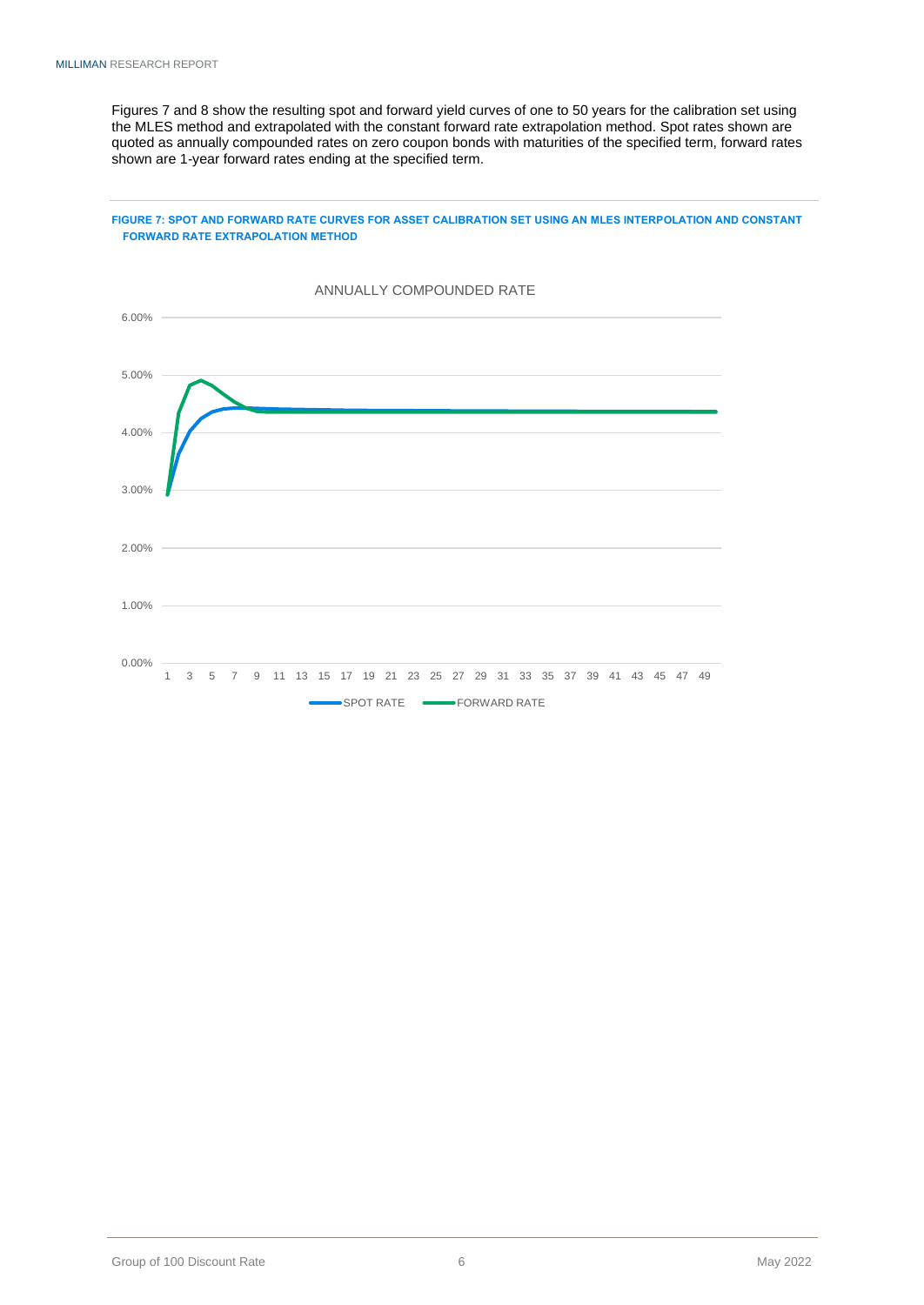Figures 7 and 8 show the resulting spot and forward yield curves of one to 50 years for the calibration set using the MLES method and extrapolated with the constant forward rate extrapolation method. Spot rates shown are quoted as annually compounded rates on zero coupon bonds with maturities of the specified term, forward rates shown are 1-year forward rates ending at the specified term.

**FIGURE 7: SPOT AND FORWARD RATE CURVES FOR ASSET CALIBRATION SET USING AN MLES INTERPOLATION AND CONSTANT FORWARD RATE EXTRAPOLATION METHOD**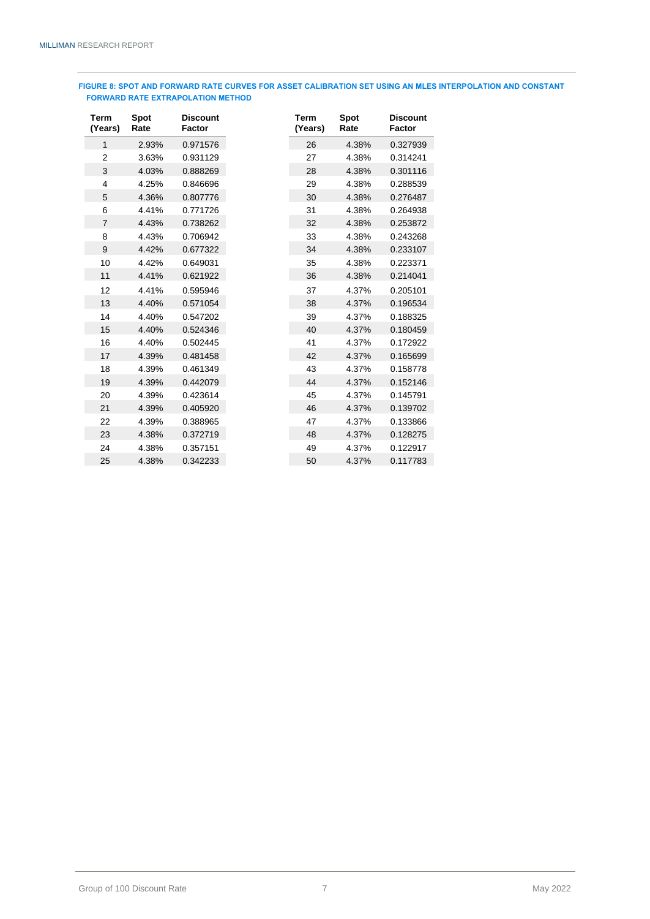**FIGURE 8: SPOT AND FORWARD RATE CURVES FOR ASSET CALIBRATION SET USING AN MLES INTERPOLATION AND CONSTANT FORWARD RATE EXTRAPOLATION METHOD**

| Term (Years) | Spot Rate | Discount Factor |
|---|---|---|
| 1 | 2.93% | 0.971576 |
| 2 | 3.63% | 0.931129 |
| 3 | 4.03% | 0.888269 |
| 4 | 4.25% | 0.846696 |
| 5 | 4.36% | 0.807776 |
| 6 | 4.41% | 0.771726 |
| 7 | 4.43% | 0.738262 |
| 8 | 4.43% | 0.706942 |
| 9 | 4.42% | 0.677322 |
| 10 | 4.42% | 0.649031 |
| 11 | 4.41% | 0.621922 |
| 12 | 4.41% | 0.595946 |
| 13 | 4.40% | 0.571054 |
| 14 | 4.40% | 0.547202 |
| 15 | 4.40% | 0.524346 |
| 16 | 4.40% | 0.502445 |
| 17 | 4.39% | 0.481458 |
| 18 | 4.39% | 0.461349 |
| 19 | 4.39% | 0.442079 |
| 20 | 4.39% | 0.423614 |
| 21 | 4.39% | 0.405920 |
| 22 | 4.39% | 0.388965 |
| 23 | 4.38% | 0.372719 |
| 24 | 4.38% | 0.357151 |
| 25 | 4.38% | 0.342233 |

| Term (Years) | Spot Rate | Discount Factor |
|---|---|---|
| 26 | 4.38% | 0.327939 |
| 27 | 4.38% | 0.314241 |
| 28 | 4.38% | 0.301116 |
| 29 | 4.38% | 0.288539 |
| 30 | 4.38% | 0.276487 |
| 31 | 4.38% | 0.264938 |
| 32 | 4.38% | 0.253872 |
| 33 | 4.38% | 0.243268 |
| 34 | 4.38% | 0.233107 |
| 35 | 4.38% | 0.223371 |
| 36 | 4.38% | 0.214041 |
| 37 | 4.37% | 0.205101 |
| 38 | 4.37% | 0.196534 |
| 39 | 4.37% | 0.188325 |
| 40 | 4.37% | 0.180459 |
| 41 | 4.37% | 0.172922 |
| 42 | 4.37% | 0.165699 |
| 43 | 4.37% | 0.158778 |
| 44 | 4.37% | 0.152146 |
| 45 | 4.37% | 0.145791 |
| 46 | 4.37% | 0.139702 |
| 47 | 4.37% | 0.133866 |
| 48 | 4.37% | 0.128275 |
| 49 | 4.37% | 0.122917 |
| 50 | 4.37% | 0.117783 |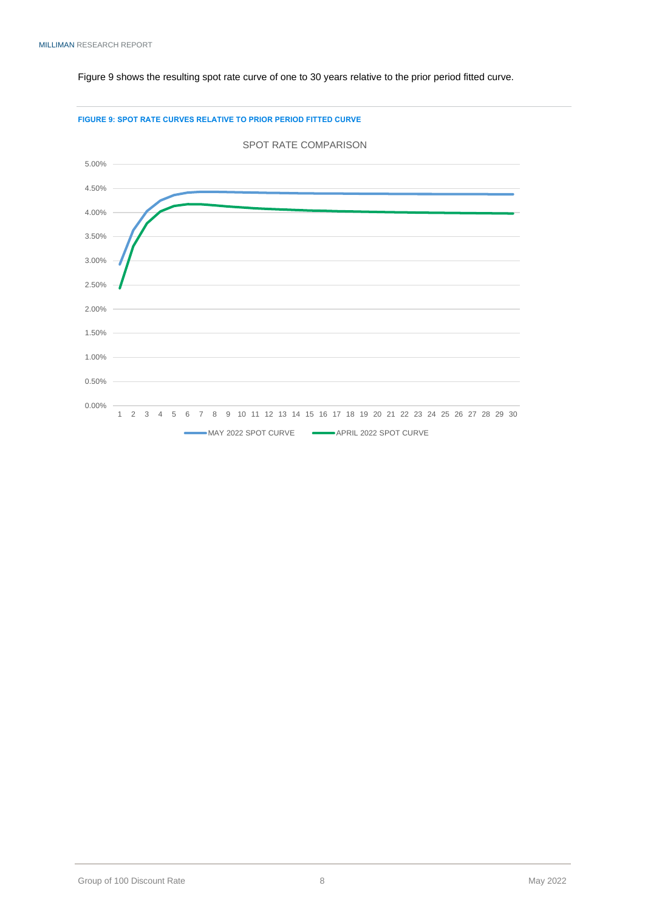Figure 9 shows the resulting spot rate curve of one to 30 years relative to the prior period fitted curve.

**FIGURE 9: SPOT RATE CURVES RELATIVE TO PRIOR PERIOD FITTED CURVE**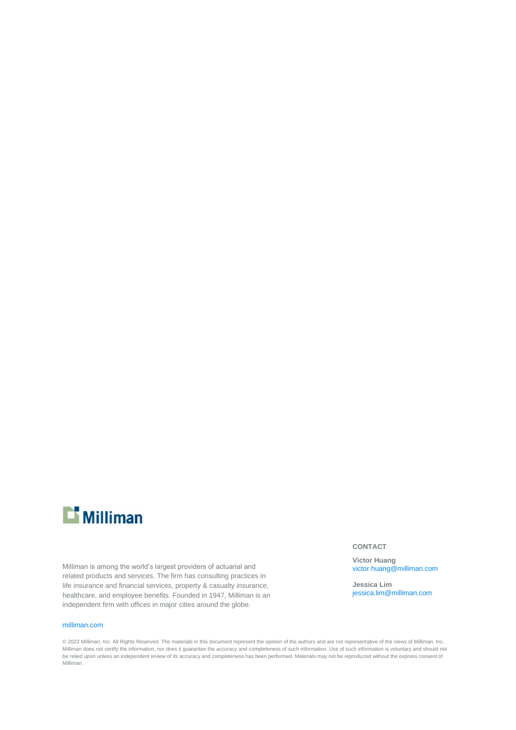Milliman

Milliman is among the world's largest providers of actuarial and related products and services. The firm has consulting practices in life insurance and financial services, property & casualty insurance, healthcare, and employee benefits. Founded in 1947, Milliman is an independent firm with offices in major cities around the globe.

milliman.com

**CONTACT**

**Victor Huang**
victor.huang@milliman.com

**Jessica Lim**
jessica.lim@milliman.com

© 2022 Milliman, Inc. All Rights Reserved. The materials in this document represent the opinion of the authors and are not representative of the views of Milliman, Inc. Milliman does not certify the information, nor does it guarantee the accuracy and completeness of such information. Use of such information is voluntary and should not be relied upon unless an independent review of its accuracy and completeness has been performed. Materials may not be reproduced without the express consent of Milliman.